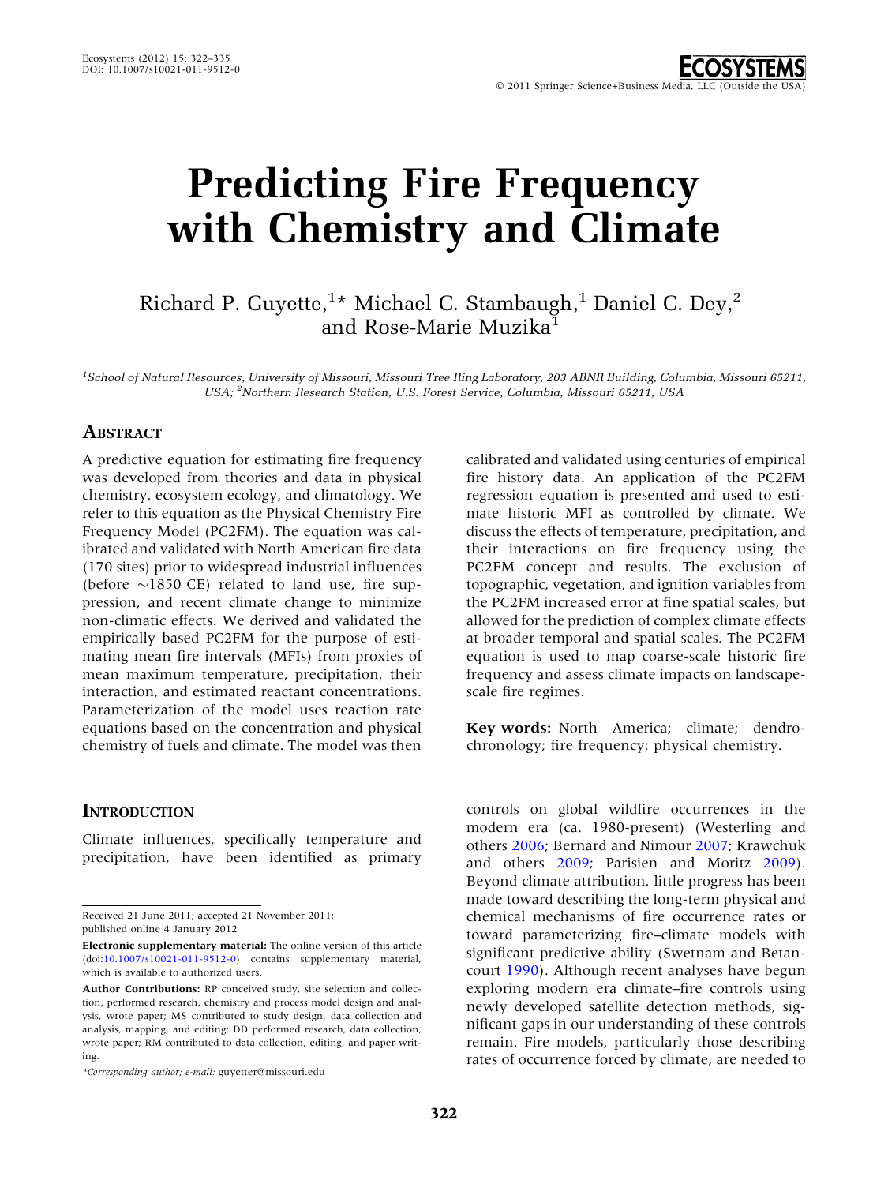# Predicting Fire Frequency with Chemistry and Climate

Richard P. Guyette,[1]* Michael C. Stambaugh,[1] Daniel C. Dey,[2] and Rose-Marie Muzika[1]

[1]School of Natural Resources, University of Missouri, Missouri Tree Ring Laboratory, 203 ABNR Building, Columbia, Missouri 65211, USA; [2]Northern Research Station, U.S. Forest Service, Columbia, Missouri 65211, USA

## Abstract

A predictive equation for estimating fire frequency was developed from theories and data in physical chemistry, ecosystem ecology, and climatology. We refer to this equation as the Physical Chemistry Fire Frequency Model (PC2FM). The equation was calibrated and validated with North American fire data (170 sites) prior to widespread industrial influences (before ~1850 CE) related to land use, fire suppression, and recent climate change to minimize non-climatic effects. We derived and validated the empirically based PC2FM for the purpose of estimating mean fire intervals (MFIs) from proxies of mean maximum temperature, precipitation, their interaction, and estimated reactant concentrations. Parameterization of the model uses reaction rate equations based on the concentration and physical chemistry of fuels and climate. The model was then calibrated and validated using centuries of empirical fire history data. An application of the PC2FM regression equation is presented and used to estimate historic MFI as controlled by climate. We discuss the effects of temperature, precipitation, and their interactions on fire frequency using the PC2FM concept and results. The exclusion of topographic, vegetation, and ignition variables from the PC2FM increased error at fine spatial scales, but allowed for the prediction of complex climate effects at broader temporal and spatial scales. The PC2FM equation is used to map coarse-scale historic fire frequency and assess climate impacts on landscape-scale fire regimes.

**Key words:** North America; climate; dendrochronology; fire frequency; physical chemistry.

## Introduction

Climate influences, specifically temperature and precipitation, have been identified as primary controls on global wildfire occurrences in the modern era (ca. 1980-present) (Westerling and others 2006; Bernard and Nimour 2007; Krawchuk and others 2009; Parisien and Moritz 2009). Beyond climate attribution, little progress has been made toward describing the long-term physical and chemical mechanisms of fire occurrence rates or toward parameterizing fire–climate models with significant predictive ability (Swetnam and Betancourt 1990). Although recent analyses have begun exploring modern era climate–fire controls using newly developed satellite detection methods, significant gaps in our understanding of these controls remain. Fire models, particularly those describing rates of occurrence forced by climate, are needed to

---

Received 21 June 2011; accepted 21 November 2011; published online 4 January 2012

**Electronic supplementary material:** The online version of this article (doi:10.1007/s10021-011-9512-0) contains supplementary material, which is available to authorized users.

**Author Contributions:** RP conceived study, site selection and collection, performed research, chemistry and process model design and analysis, wrote paper; MS contributed to study design, data collection and analysis, mapping, and editing; DD performed research, data collection, wrote paper; RM contributed to data collection, editing, and paper writing.

*Corresponding author; e-mail: guyetter@missouri.edu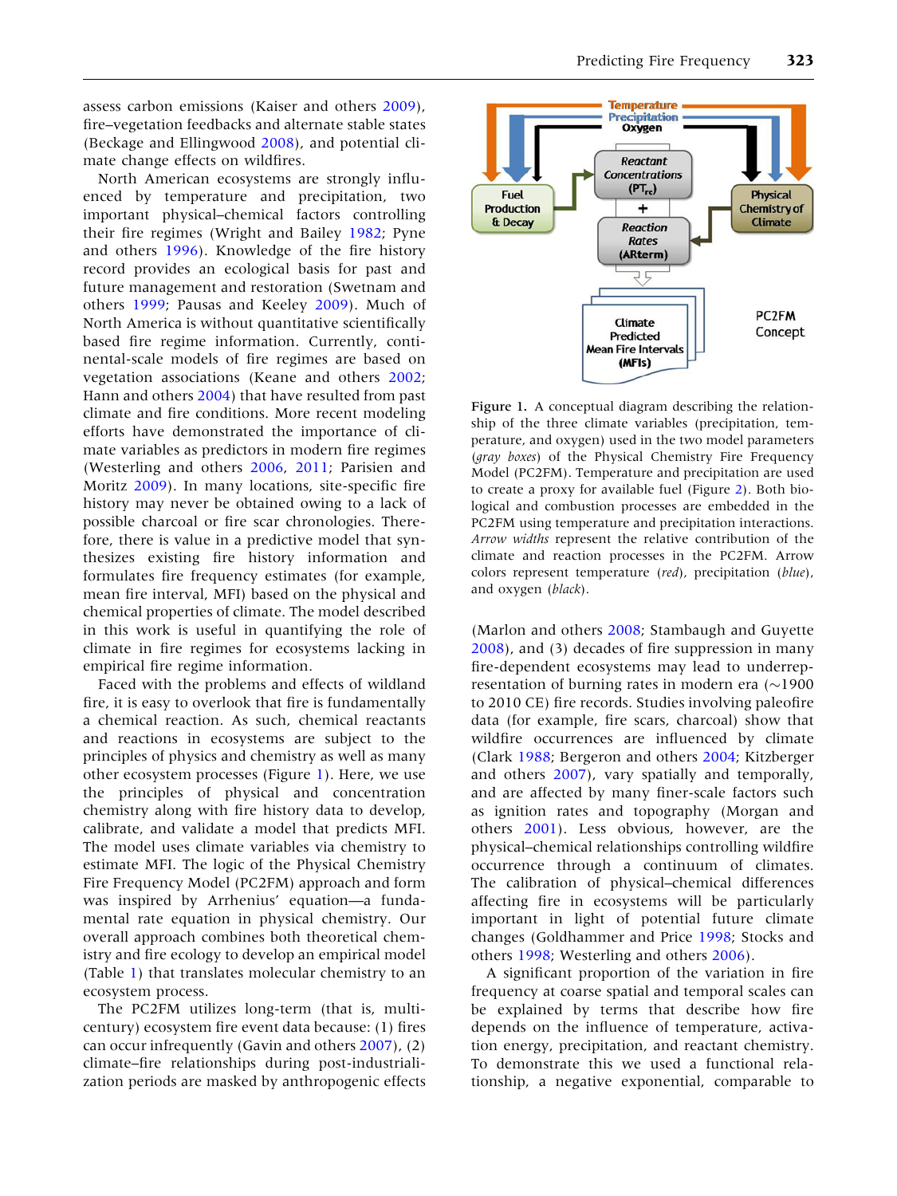assess carbon emissions (Kaiser and others 2009), fire–vegetation feedbacks and alternate stable states (Beckage and Ellingwood 2008), and potential climate change effects on wildfires.

North American ecosystems are strongly influenced by temperature and precipitation, two important physical–chemical factors controlling their fire regimes (Wright and Bailey 1982; Pyne and others 1996). Knowledge of the fire history record provides an ecological basis for past and future management and restoration (Swetnam and others 1999; Pausas and Keeley 2009). Much of North America is without quantitative scientifically based fire regime information. Currently, continental-scale models of fire regimes are based on vegetation associations (Keane and others 2002; Hann and others 2004) that have resulted from past climate and fire conditions. More recent modeling efforts have demonstrated the importance of climate variables as predictors in modern fire regimes (Westerling and others 2006, 2011; Parisien and Moritz 2009). In many locations, site-specific fire history may never be obtained owing to a lack of possible charcoal or fire scar chronologies. Therefore, there is value in a predictive model that synthesizes existing fire history information and formulates fire frequency estimates (for example, mean fire interval, MFI) based on the physical and chemical properties of climate. The model described in this work is useful in quantifying the role of climate in fire regimes for ecosystems lacking in empirical fire regime information.

Faced with the problems and effects of wildland fire, it is easy to overlook that fire is fundamentally a chemical reaction. As such, chemical reactants and reactions in ecosystems are subject to the principles of physics and chemistry as well as many other ecosystem processes (Figure 1). Here, we use the principles of physical and concentration chemistry along with fire history data to develop, calibrate, and validate a model that predicts MFI. The model uses climate variables via chemistry to estimate MFI. The logic of the Physical Chemistry Fire Frequency Model (PC2FM) approach and form was inspired by Arrhenius' equation—a fundamental rate equation in physical chemistry. Our overall approach combines both theoretical chemistry and fire ecology to develop an empirical model (Table 1) that translates molecular chemistry to an ecosystem process.

The PC2FM utilizes long-term (that is, multi-century) ecosystem fire event data because: (1) fires can occur infrequently (Gavin and others 2007), (2) climate–fire relationships during post-industrialization periods are masked by anthropogenic effects (Marlon and others 2008; Stambaugh and Guyette 2008), and (3) decades of fire suppression in many fire-dependent ecosystems may lead to underrepresentation of burning rates in modern era (~1900 to 2010 CE) fire records. Studies involving paleofire data (for example, fire scars, charcoal) show that wildfire occurrences are influenced by climate (Clark 1988; Bergeron and others 2004; Kitzberger and others 2007), vary spatially and temporally, and are affected by many finer-scale factors such as ignition rates and topography (Morgan and others 2001). Less obvious, however, are the physical–chemical relationships controlling wildfire occurrence through a continuum of climates. The calibration of physical–chemical differences affecting fire in ecosystems will be particularly important in light of potential future climate changes (Goldhammer and Price 1998; Stocks and others 1998; Westerling and others 2006).

A significant proportion of the variation in fire frequency at coarse spatial and temporal scales can be explained by terms that describe how fire depends on the influence of temperature, activation energy, precipitation, and reactant chemistry. To demonstrate this we used a functional relationship, a negative exponential, comparable to

Temperature
Precipitation
Oxygen

Fuel Production & Decay

Reactant Concentrations ($PT_{rc}$)

+

Reaction Rates (ARterm)

Physical Chemistry of Climate

Climate Predicted Mean Fire Intervals (MFIs)

PC2FM Concept

**Figure 1.** A conceptual diagram describing the relationship of the three climate variables (precipitation, temperature, and oxygen) used in the two model parameters (*gray boxes*) of the Physical Chemistry Fire Frequency Model (PC2FM). Temperature and precipitation are used to create a proxy for available fuel (Figure 2). Both biological and combustion processes are embedded in the PC2FM using temperature and precipitation interactions. *Arrow widths* represent the relative contribution of the climate and reaction processes in the PC2FM. Arrow colors represent temperature (*red*), precipitation (*blue*), and oxygen (*black*).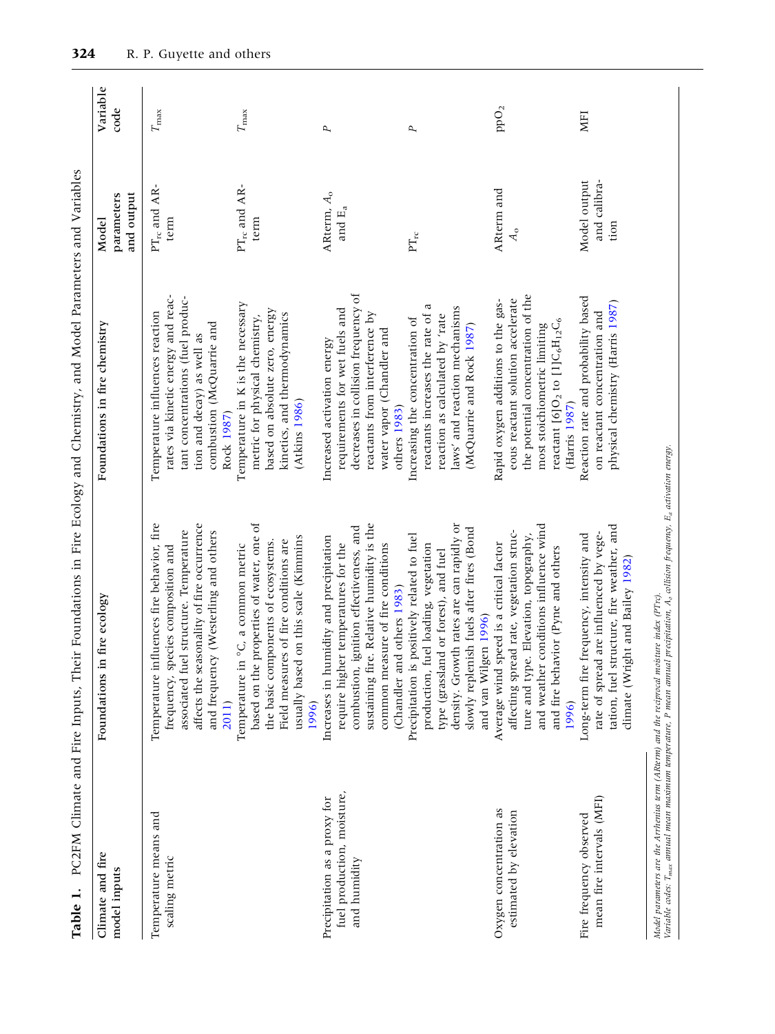**Table 1.** PC2FM Climate and Fire Inputs, Their Foundations in Fire Ecology and Chemistry, and Model Parameters and Variables

| Climate and fire model inputs | Foundations in fire ecology | Foundations in fire chemistry | Model parameters and output | Variable code |
|---|---|---|---|---|
| Temperature means and scaling metric | Temperature influences fire behavior, fire frequency, species composition and associated fuel structure. Temperature affects the seasonality of fire occurrence and frequency (Westerling and others 2011) | Temperature influences reaction rates via kinetic energy and reactant concentrations (fuel production and decay) as well as combustion (McQuarrie and Rock 1987) | $PT_{rc}$ and AR-term | $T_{max}$ |
| | Temperature in °C, a common metric based on the properties of water, one of the basic components of ecosystems. Field measures of fire conditions are usually based on this scale (Kimmins 1996) | Temperature in K is the necessary metric for physical chemistry, based on absolute zero, energy kinetics, and thermodynamics (Atkins 1986) | $PT_{rc}$ and AR-term | $T_{max}$ |
| Precipitation as a proxy for fuel production, moisture, and humidity | Increases in humidity and precipitation require higher temperatures for the combustion, ignition effectiveness, and sustaining fire. Relative humidity is the common measure of fire conditions (Chandler and others 1983) | Increased activation energy requirements for wet fuels and decreases in collision frequency of reactants from interference by water vapor (Chandler and others 1983) | ARterm, $A_o$ and $E_a$ | $P$ |
| | Precipitation is positively related to fuel production, fuel loading, vegetation type (grassland or forest), and fuel density. Growth rates are can rapidly or slowly replenish fuels after fires (Bond and van Wilgen 1996) | Increasing the concentration of reactants increases the rate of a reaction as calculated by 'rate laws' and reaction mechanisms (McQuarrie and Rock 1987) | $PT_{rc}$ | $P$ |
| Oxygen concentration as estimated by elevation | Average wind speed is a critical factor affecting spread rate, vegetation structure and type. Elevation, topography, and weather conditions influence wind and fire behavior (Pyne and others 1996) | Rapid oxygen additions to the gaseous reactant solution accelerate the potential concentration of the most stoichiometric limiting reactant [6]$O_2$ to [1]$C_6H_{12}C_6$ (Harris 1987) | ARterm and $A_o$ | $ppO_2$ |
| Fire frequency observed mean fire intervals (MFI) | Long-term fire frequency, intensity and rate of spread are influenced by vegetation, fuel structure, fire weather, and climate (Wright and Bailey 1982) | Reaction rate and probability based on reactant concentration and physical chemistry (Harris 1987) | Model output and calibration | MFI |

*Model parameters are the Arrhenius term (ARterm) and the reciprocal moisture index (PTrc).*
*Variable codes: $T_{max}$ annual mean maximum temperature, $P$ mean annual precipitation, $A_o$ collision frequency, $E_a$ activation energy.*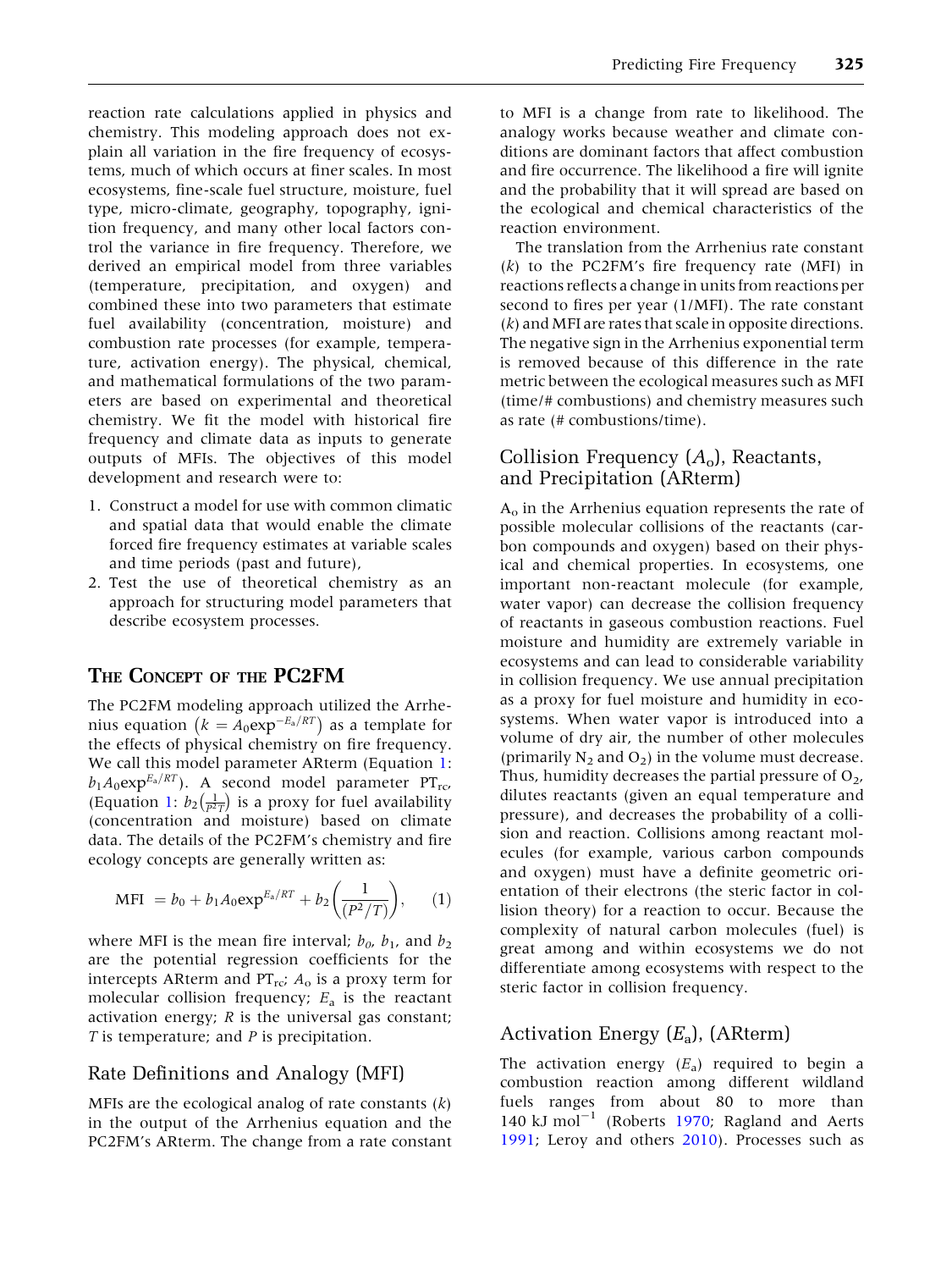reaction rate calculations applied in physics and chemistry. This modeling approach does not explain all variation in the fire frequency of ecosystems, much of which occurs at finer scales. In most ecosystems, fine-scale fuel structure, moisture, fuel type, micro-climate, geography, topography, ignition frequency, and many other local factors control the variance in fire frequency. Therefore, we derived an empirical model from three variables (temperature, precipitation, and oxygen) and combined these into two parameters that estimate fuel availability (concentration, moisture) and combustion rate processes (for example, temperature, activation energy). The physical, chemical, and mathematical formulations of the two parameters are based on experimental and theoretical chemistry. We fit the model with historical fire frequency and climate data as inputs to generate outputs of MFIs. The objectives of this model development and research were to:

1. Construct a model for use with common climatic and spatial data that would enable the climate forced fire frequency estimates at variable scales and time periods (past and future),
2. Test the use of theoretical chemistry as an approach for structuring model parameters that describe ecosystem processes.

## The Concept of the PC2FM

The PC2FM modeling approach utilized the Arrhenius equation $\left(k = A_0 \exp^{-E_a/RT}\right)$ as a template for the effects of physical chemistry on fire frequency. We call this model parameter ARterm (Equation 1: $b_1 A_0 \exp^{E_a/RT}$). A second model parameter $PT_{rc}$, (Equation 1: $b_2\left(\frac{1}{P^2 T}\right)$ is a proxy for fuel availability (concentration and moisture) based on climate data. The details of the PC2FM's chemistry and fire ecology concepts are generally written as:

$$\text{MFI } = b_0 + b_1 A_0 \exp^{E_a/RT} + b_2\left(\frac{1}{(P^2/T)}\right), \qquad (1)$$

where MFI is the mean fire interval; $b_0$, $b_1$, and $b_2$ are the potential regression coefficients for the intercepts ARterm and $PT_{rc}$; $A_o$ is a proxy term for molecular collision frequency; $E_a$ is the reactant activation energy; $R$ is the universal gas constant; $T$ is temperature; and $P$ is precipitation.

### Rate Definitions and Analogy (MFI)

MFIs are the ecological analog of rate constants ($k$) in the output of the Arrhenius equation and the PC2FM's ARterm. The change from a rate constant to MFI is a change from rate to likelihood. The analogy works because weather and climate conditions are dominant factors that affect combustion and fire occurrence. The likelihood a fire will ignite and the probability that it will spread are based on the ecological and chemical characteristics of the reaction environment.

The translation from the Arrhenius rate constant ($k$) to the PC2FM's fire frequency rate (MFI) in reactions reflects a change in units from reactions per second to fires per year (1/MFI). The rate constant ($k$) and MFI are rates that scale in opposite directions. The negative sign in the Arrhenius exponential term is removed because of this difference in the rate metric between the ecological measures such as MFI (time/# combustions) and chemistry measures such as rate (# combustions/time).

### Collision Frequency ($A_o$), Reactants, and Precipitation (ARterm)

$A_o$ in the Arrhenius equation represents the rate of possible molecular collisions of the reactants (carbon compounds and oxygen) based on their physical and chemical properties. In ecosystems, one important non-reactant molecule (for example, water vapor) can decrease the collision frequency of reactants in gaseous combustion reactions. Fuel moisture and humidity are extremely variable in ecosystems and can lead to considerable variability in collision frequency. We use annual precipitation as a proxy for fuel moisture and humidity in ecosystems. When water vapor is introduced into a volume of dry air, the number of other molecules (primarily $N_2$ and $O_2$) in the volume must decrease. Thus, humidity decreases the partial pressure of $O_2$, dilutes reactants (given an equal temperature and pressure), and decreases the probability of a collision and reaction. Collisions among reactant molecules (for example, various carbon compounds and oxygen) must have a definite geometric orientation of their electrons (the steric factor in collision theory) for a reaction to occur. Because the complexity of natural carbon molecules (fuel) is great among and within ecosystems we do not differentiate among ecosystems with respect to the steric factor in collision frequency.

### Activation Energy ($E_a$), (ARterm)

The activation energy ($E_a$) required to begin a combustion reaction among different wildland fuels ranges from about 80 to more than 140 kJ $\text{mol}^{-1}$ (Roberts 1970; Ragland and Aerts 1991; Leroy and others 2010). Processes such as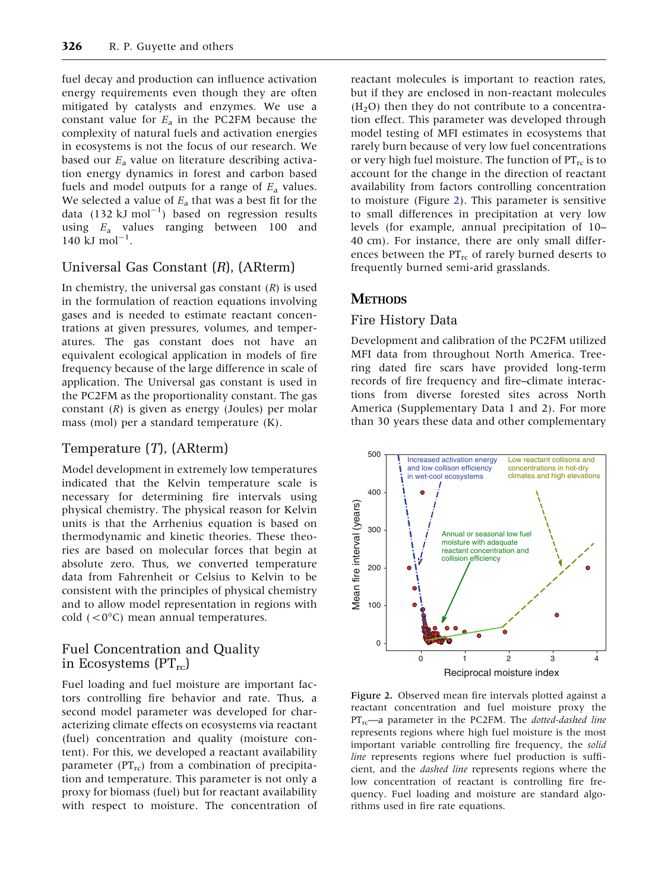fuel decay and production can influence activation energy requirements even though they are often mitigated by catalysts and enzymes. We use a constant value for $E_a$ in the PC2FM because the complexity of natural fuels and activation energies in ecosystems is not the focus of our research. We based our $E_a$ value on literature describing activation energy dynamics in forest and carbon based fuels and model outputs for a range of $E_a$ values. We selected a value of $E_a$ that was a best fit for the data (132 kJ $mol^{-1}$) based on regression results using $E_a$ values ranging between 100 and 140 kJ $mol^{-1}$.

## Universal Gas Constant ($R$), (ARterm)

In chemistry, the universal gas constant ($R$) is used in the formulation of reaction equations involving gases and is needed to estimate reactant concentrations at given pressures, volumes, and temperatures. The gas constant does not have an equivalent ecological application in models of fire frequency because of the large difference in scale of application. The Universal gas constant is used in the PC2FM as the proportionality constant. The gas constant ($R$) is given as energy (Joules) per molar mass (mol) per a standard temperature (K).

## Temperature ($T$), (ARterm)

Model development in extremely low temperatures indicated that the Kelvin temperature scale is necessary for determining fire intervals using physical chemistry. The physical reason for Kelvin units is that the Arrhenius equation is based on thermodynamic and kinetic theories. These theories are based on molecular forces that begin at absolute zero. Thus, we converted temperature data from Fahrenheit or Celsius to Kelvin to be consistent with the principles of physical chemistry and to allow model representation in regions with cold ($<0°C$) mean annual temperatures.

## Fuel Concentration and Quality in Ecosystems ($PT_{rc}$)

Fuel loading and fuel moisture are important factors controlling fire behavior and rate. Thus, a second model parameter was developed for characterizing climate effects on ecosystems via reactant (fuel) concentration and quality (moisture content). For this, we developed a reactant availability parameter ($PT_{rc}$) from a combination of precipitation and temperature. This parameter is not only a proxy for biomass (fuel) but for reactant availability with respect to moisture. The concentration of reactant molecules is important to reaction rates, but if they are enclosed in non-reactant molecules ($H_2O$) then they do not contribute to a concentration effect. This parameter was developed through model testing of MFI estimates in ecosystems that rarely burn because of very low fuel concentrations or very high fuel moisture. The function of $PT_{rc}$ is to account for the change in the direction of reactant availability from factors controlling concentration to moisture (Figure 2). This parameter is sensitive to small differences in precipitation at very low levels (for example, annual precipitation of 10–40 cm). For instance, there are only small differences between the $PT_{rc}$ of rarely burned deserts to frequently burned semi-arid grasslands.

# Methods

## Fire History Data

Development and calibration of the PC2FM utilized MFI data from throughout North America. Tree-ring dated fire scars have provided long-term records of fire frequency and fire–climate interactions from diverse forested sites across North America (Supplementary Data 1 and 2). For more than 30 years these data and other complementary

**Figure 2.** Observed mean fire intervals plotted against a reactant concentration and fuel moisture proxy the $PT_{rc}$—a parameter in the PC2FM. The *dotted-dashed line* represents regions where high fuel moisture is the most important variable controlling fire frequency, the *solid line* represents regions where fuel production is sufficient, and the *dashed line* represents regions where the low concentration of reactant is controlling fire frequency. Fuel loading and moisture are standard algorithms used in fire rate equations.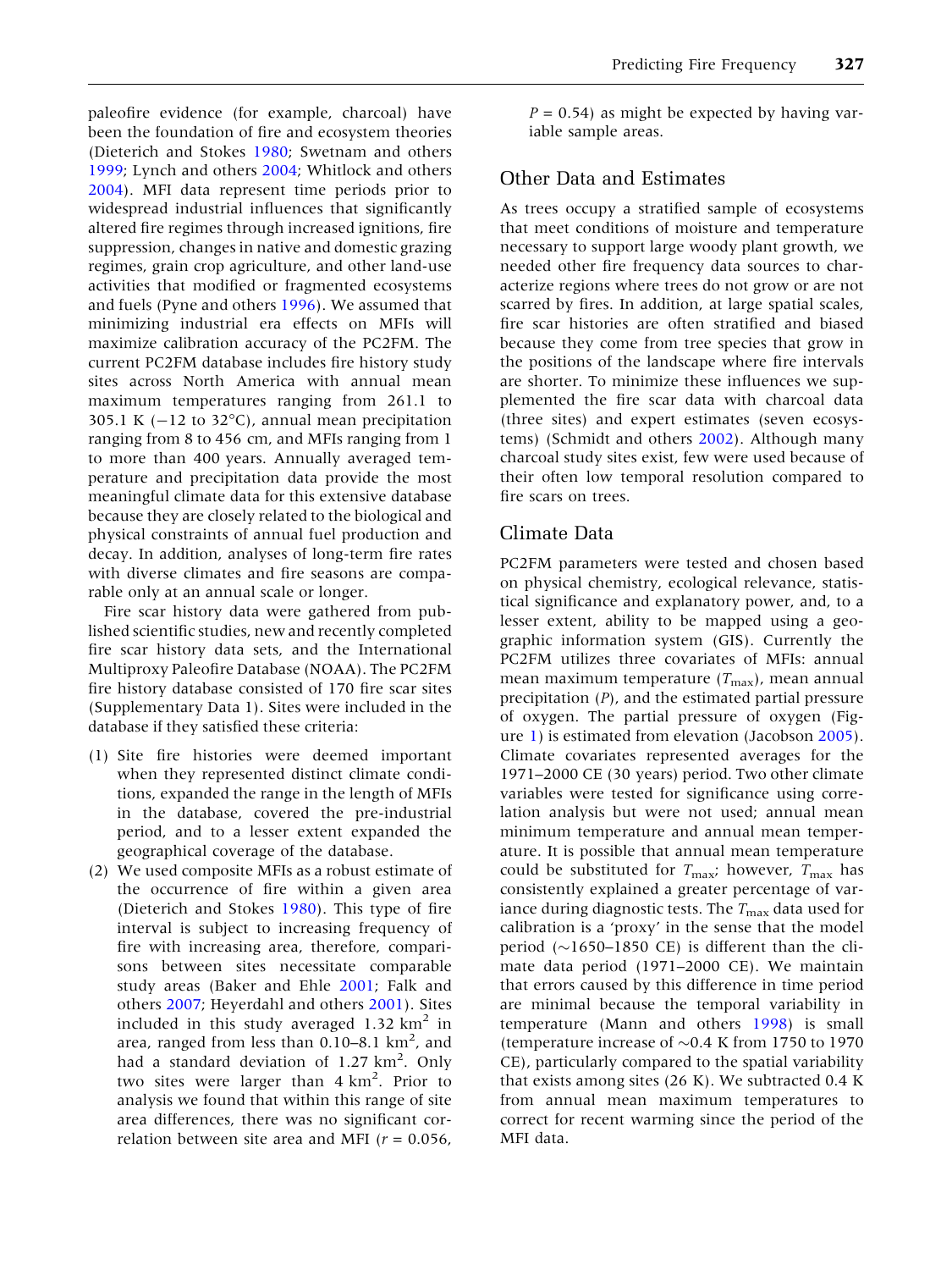paleofire evidence (for example, charcoal) have been the foundation of fire and ecosystem theories (Dieterich and Stokes 1980; Swetnam and others 1999; Lynch and others 2004; Whitlock and others 2004). MFI data represent time periods prior to widespread industrial influences that significantly altered fire regimes through increased ignitions, fire suppression, changes in native and domestic grazing regimes, grain crop agriculture, and other land-use activities that modified or fragmented ecosystems and fuels (Pyne and others 1996). We assumed that minimizing industrial era effects on MFIs will maximize calibration accuracy of the PC2FM. The current PC2FM database includes fire history study sites across North America with annual mean maximum temperatures ranging from 261.1 to 305.1 K (−12 to 32°C), annual mean precipitation ranging from 8 to 456 cm, and MFIs ranging from 1 to more than 400 years. Annually averaged temperature and precipitation data provide the most meaningful climate data for this extensive database because they are closely related to the biological and physical constraints of annual fuel production and decay. In addition, analyses of long-term fire rates with diverse climates and fire seasons are comparable only at an annual scale or longer.

Fire scar history data were gathered from published scientific studies, new and recently completed fire scar history data sets, and the International Multiproxy Paleofire Database (NOAA). The PC2FM fire history database consisted of 170 fire scar sites (Supplementary Data 1). Sites were included in the database if they satisfied these criteria:

(1) Site fire histories were deemed important when they represented distinct climate conditions, expanded the range in the length of MFIs in the database, covered the pre-industrial period, and to a lesser extent expanded the geographical coverage of the database.

(2) We used composite MFIs as a robust estimate of the occurrence of fire within a given area (Dieterich and Stokes 1980). This type of fire interval is subject to increasing frequency of fire with increasing area, therefore, comparisons between sites necessitate comparable study areas (Baker and Ehle 2001; Falk and others 2007; Heyerdahl and others 2001). Sites included in this study averaged 1.32 km$^2$ in area, ranged from less than 0.10–8.1 km$^2$, and had a standard deviation of 1.27 km$^2$. Only two sites were larger than 4 km$^2$. Prior to analysis we found that within this range of site area differences, there was no significant correlation between site area and MFI ($r = 0.056$, $P = 0.54$) as might be expected by having variable sample areas.

## Other Data and Estimates

As trees occupy a stratified sample of ecosystems that meet conditions of moisture and temperature necessary to support large woody plant growth, we needed other fire frequency data sources to characterize regions where trees do not grow or are not scarred by fires. In addition, at large spatial scales, fire scar histories are often stratified and biased because they come from tree species that grow in the positions of the landscape where fire intervals are shorter. To minimize these influences we supplemented the fire scar data with charcoal data (three sites) and expert estimates (seven ecosystems) (Schmidt and others 2002). Although many charcoal study sites exist, few were used because of their often low temporal resolution compared to fire scars on trees.

## Climate Data

PC2FM parameters were tested and chosen based on physical chemistry, ecological relevance, statistical significance and explanatory power, and, to a lesser extent, ability to be mapped using a geographic information system (GIS). Currently the PC2FM utilizes three covariates of MFIs: annual mean maximum temperature ($T_{max}$), mean annual precipitation ($P$), and the estimated partial pressure of oxygen. The partial pressure of oxygen (Figure 1) is estimated from elevation (Jacobson 2005). Climate covariates represented averages for the 1971–2000 CE (30 years) period. Two other climate variables were tested for significance using correlation analysis but were not used; annual mean minimum temperature and annual mean temperature. It is possible that annual mean temperature could be substituted for $T_{max}$; however, $T_{max}$ has consistently explained a greater percentage of variance during diagnostic tests. The $T_{max}$ data used for calibration is a 'proxy' in the sense that the model period (~1650–1850 CE) is different than the climate data period (1971–2000 CE). We maintain that errors caused by this difference in time period are minimal because the temporal variability in temperature (Mann and others 1998) is small (temperature increase of ~0.4 K from 1750 to 1970 CE), particularly compared to the spatial variability that exists among sites (26 K). We subtracted 0.4 K from annual mean maximum temperatures to correct for recent warming since the period of the MFI data.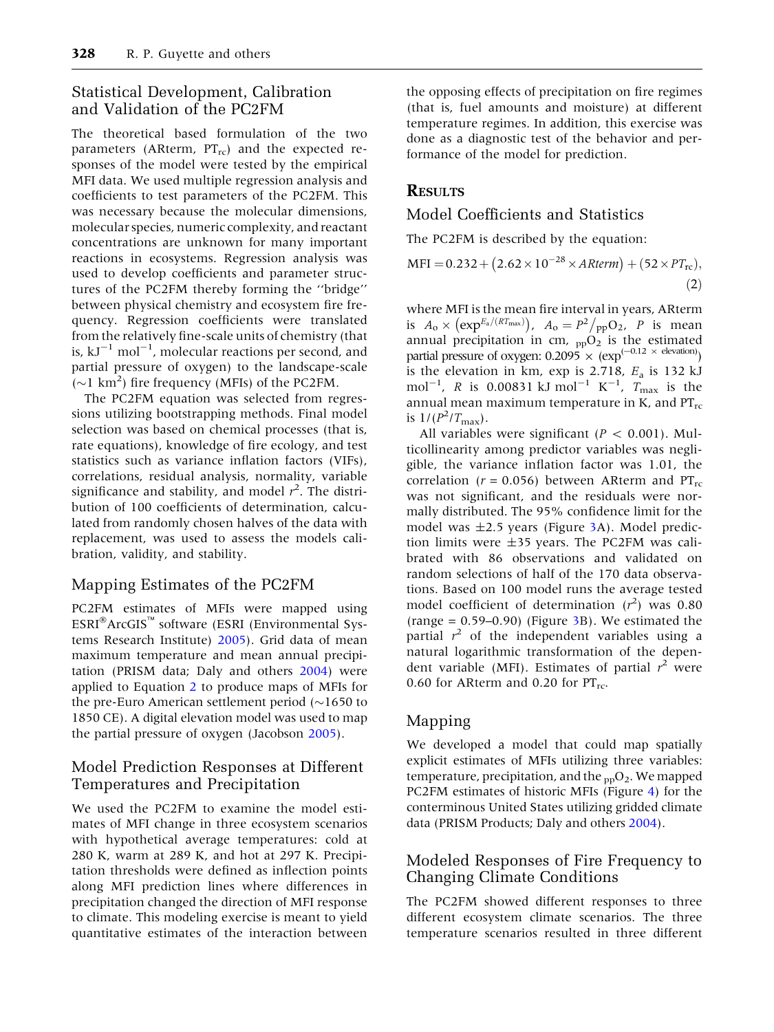## Statistical Development, Calibration and Validation of the PC2FM

The theoretical based formulation of the two parameters (ARterm, $PT_{rc}$) and the expected responses of the model were tested by the empirical MFI data. We used multiple regression analysis and coefficients to test parameters of the PC2FM. This was necessary because the molecular dimensions, molecular species, numeric complexity, and reactant concentrations are unknown for many important reactions in ecosystems. Regression analysis was used to develop coefficients and parameter structures of the PC2FM thereby forming the ''bridge'' between physical chemistry and ecosystem fire frequency. Regression coefficients were translated from the relatively fine-scale units of chemistry (that is, $kJ^{-1}$ $mol^{-1}$, molecular reactions per second, and partial pressure of oxygen) to the landscape-scale (~1 $km^2$) fire frequency (MFIs) of the PC2FM.

The PC2FM equation was selected from regressions utilizing bootstrapping methods. Final model selection was based on chemical processes (that is, rate equations), knowledge of fire ecology, and test statistics such as variance inflation factors (VIFs), correlations, residual analysis, normality, variable significance and stability, and model $r^2$. The distribution of 100 coefficients of determination, calculated from randomly chosen halves of the data with replacement, was used to assess the models calibration, validity, and stability.

## Mapping Estimates of the PC2FM

PC2FM estimates of MFIs were mapped using ESRI®ArcGIS™ software (ESRI (Environmental Systems Research Institute) 2005). Grid data of mean maximum temperature and mean annual precipitation (PRISM data; Daly and others 2004) were applied to Equation 2 to produce maps of MFIs for the pre-Euro American settlement period (~1650 to 1850 CE). A digital elevation model was used to map the partial pressure of oxygen (Jacobson 2005).

## Model Prediction Responses at Different Temperatures and Precipitation

We used the PC2FM to examine the model estimates of MFI change in three ecosystem scenarios with hypothetical average temperatures: cold at 280 K, warm at 289 K, and hot at 297 K. Precipitation thresholds were defined as inflection points along MFI prediction lines where differences in precipitation changed the direction of MFI response to climate. This modeling exercise is meant to yield quantitative estimates of the interaction between the opposing effects of precipitation on fire regimes (that is, fuel amounts and moisture) at different temperature regimes. In addition, this exercise was done as a diagnostic test of the behavior and performance of the model for prediction.

# Results

## Model Coefficients and Statistics

The PC2FM is described by the equation:

$$\text{MFI} = 0.232 + \left(2.62 \times 10^{-28} \times ARterm\right) + \left(52 \times PT_{rc}\right), \tag{2}$$

where MFI is the mean fire interval in years, ARterm is $A_o \times \left(\exp^{E_a/(RT_{max})}\right)$, $A_o = P^2/{}_{pp}O_2$, $P$ is mean annual precipitation in cm, ${}_{pp}O_2$ is the estimated partial pressure of oxygen: $0.2095 \times (\exp^{(-0.12 \times \text{elevation})})$ is the elevation in km, exp is 2.718, $E_a$ is 132 kJ $mol^{-1}$, $R$ is 0.00831 kJ $mol^{-1}$ $K^{-1}$, $T_{max}$ is the annual mean maximum temperature in K, and $PT_{rc}$ is $1/(P^2/T_{max})$.

All variables were significant ($P < 0.001$). Multicollinearity among predictor variables was negligible, the variance inflation factor was 1.01, the correlation ($r = 0.056$) between ARterm and $PT_{rc}$ was not significant, and the residuals were normally distributed. The 95% confidence limit for the model was ±2.5 years (Figure 3A). Model prediction limits were ±35 years. The PC2FM was calibrated with 86 observations and validated on random selections of half of the 170 data observations. Based on 100 model runs the average tested model coefficient of determination ($r^2$) was 0.80 (range = 0.59–0.90) (Figure 3B). We estimated the partial $r^2$ of the independent variables using a natural logarithmic transformation of the dependent variable (MFI). Estimates of partial $r^2$ were 0.60 for ARterm and 0.20 for $PT_{rc}$.

## Mapping

We developed a model that could map spatially explicit estimates of MFIs utilizing three variables: temperature, precipitation, and the ${}_{pp}O_2$. We mapped PC2FM estimates of historic MFIs (Figure 4) for the conterminous United States utilizing gridded climate data (PRISM Products; Daly and others 2004).

## Modeled Responses of Fire Frequency to Changing Climate Conditions

The PC2FM showed different responses to three different ecosystem climate scenarios. The three temperature scenarios resulted in three different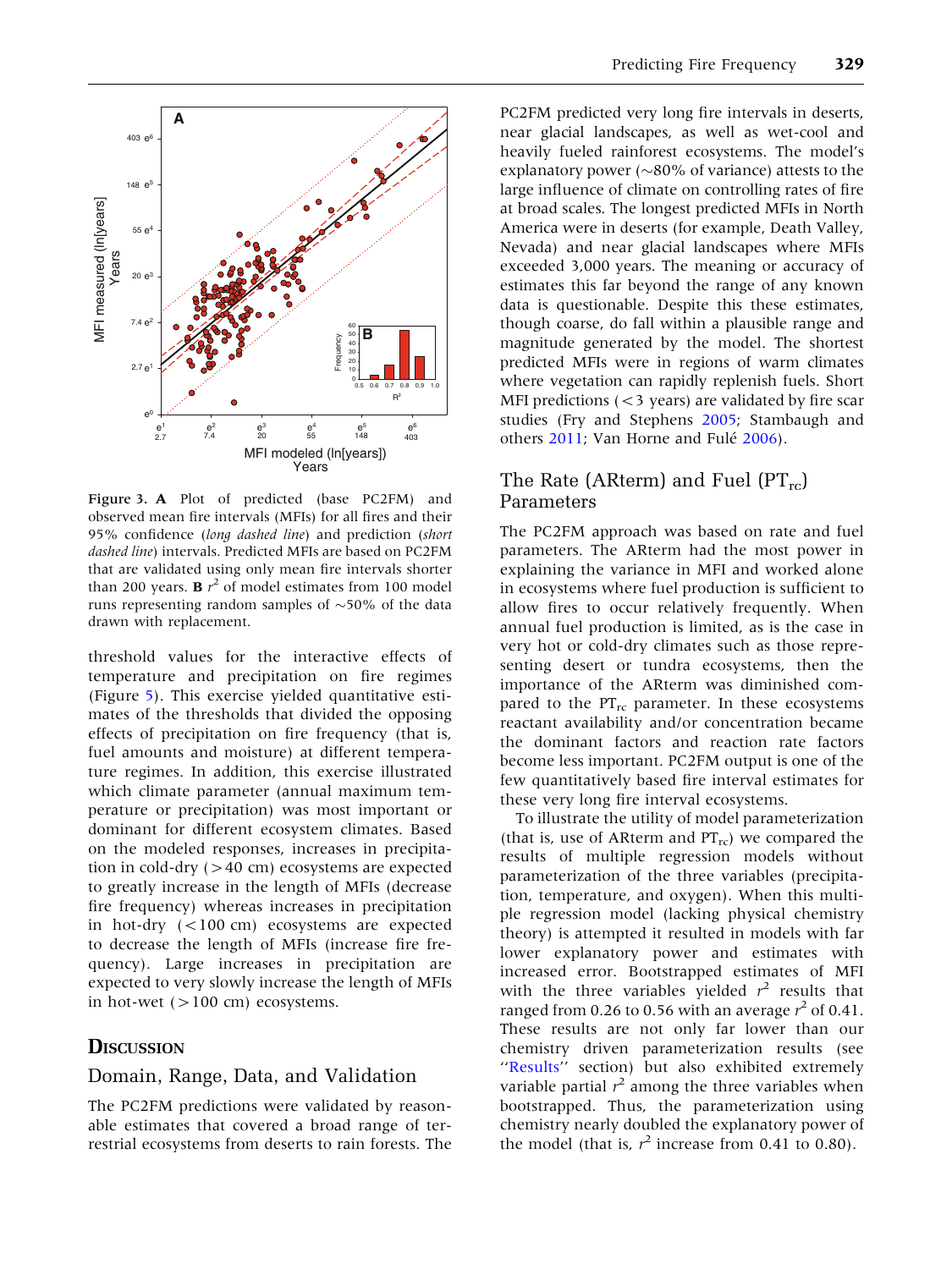**Figure 3. A** Plot of predicted (base PC2FM) and observed mean fire intervals (MFIs) for all fires and their 95% confidence (*long dashed line*) and prediction (*short dashed line*) intervals. Predicted MFIs are based on PC2FM that are validated using only mean fire intervals shorter than 200 years. **B** $r^2$ of model estimates from 100 model runs representing random samples of ~50% of the data drawn with replacement.

threshold values for the interactive effects of temperature and precipitation on fire regimes (Figure 5). This exercise yielded quantitative estimates of the thresholds that divided the opposing effects of precipitation on fire frequency (that is, fuel amounts and moisture) at different temperature regimes. In addition, this exercise illustrated which climate parameter (annual maximum temperature or precipitation) was most important or dominant for different ecosystem climates. Based on the modeled responses, increases in precipitation in cold-dry (>40 cm) ecosystems are expected to greatly increase in the length of MFIs (decrease fire frequency) whereas increases in precipitation in hot-dry (<100 cm) ecosystems are expected to decrease the length of MFIs (increase fire frequency). Large increases in precipitation are expected to very slowly increase the length of MFIs in hot-wet (>100 cm) ecosystems.

# Discussion

## Domain, Range, Data, and Validation

The PC2FM predictions were validated by reasonable estimates that covered a broad range of terrestrial ecosystems from deserts to rain forests. The PC2FM predicted very long fire intervals in deserts, near glacial landscapes, as well as wet-cool and heavily fueled rainforest ecosystems. The model's explanatory power (~80% of variance) attests to the large influence of climate on controlling rates of fire at broad scales. The longest predicted MFIs in North America were in deserts (for example, Death Valley, Nevada) and near glacial landscapes where MFIs exceeded 3,000 years. The meaning or accuracy of estimates this far beyond the range of any known data is questionable. Despite this these estimates, though coarse, do fall within a plausible range and magnitude generated by the model. The shortest predicted MFIs were in regions of warm climates where vegetation can rapidly replenish fuels. Short MFI predictions (<3 years) are validated by fire scar studies (Fry and Stephens 2005; Stambaugh and others 2011; Van Horne and Fulé 2006).

## The Rate (ARterm) and Fuel ($PT_{rc}$) Parameters

The PC2FM approach was based on rate and fuel parameters. The ARterm had the most power in explaining the variance in MFI and worked alone in ecosystems where fuel production is sufficient to allow fires to occur relatively frequently. When annual fuel production is limited, as is the case in very hot or cold-dry climates such as those representing desert or tundra ecosystems, then the importance of the ARterm was diminished compared to the $PT_{rc}$ parameter. In these ecosystems reactant availability and/or concentration became the dominant factors and reaction rate factors become less important. PC2FM output is one of the few quantitatively based fire interval estimates for these very long fire interval ecosystems.

To illustrate the utility of model parameterization (that is, use of ARterm and $PT_{rc}$) we compared the results of multiple regression models without parameterization of the three variables (precipitation, temperature, and oxygen). When this multiple regression model (lacking physical chemistry theory) is attempted it resulted in models with far lower explanatory power and estimates with increased error. Bootstrapped estimates of MFI with the three variables yielded $r^2$ results that ranged from 0.26 to 0.56 with an average $r^2$ of 0.41. These results are not only far lower than our chemistry driven parameterization results (see "Results" section) but also exhibited extremely variable partial $r^2$ among the three variables when bootstrapped. Thus, the parameterization using chemistry nearly doubled the explanatory power of the model (that is, $r^2$ increase from 0.41 to 0.80).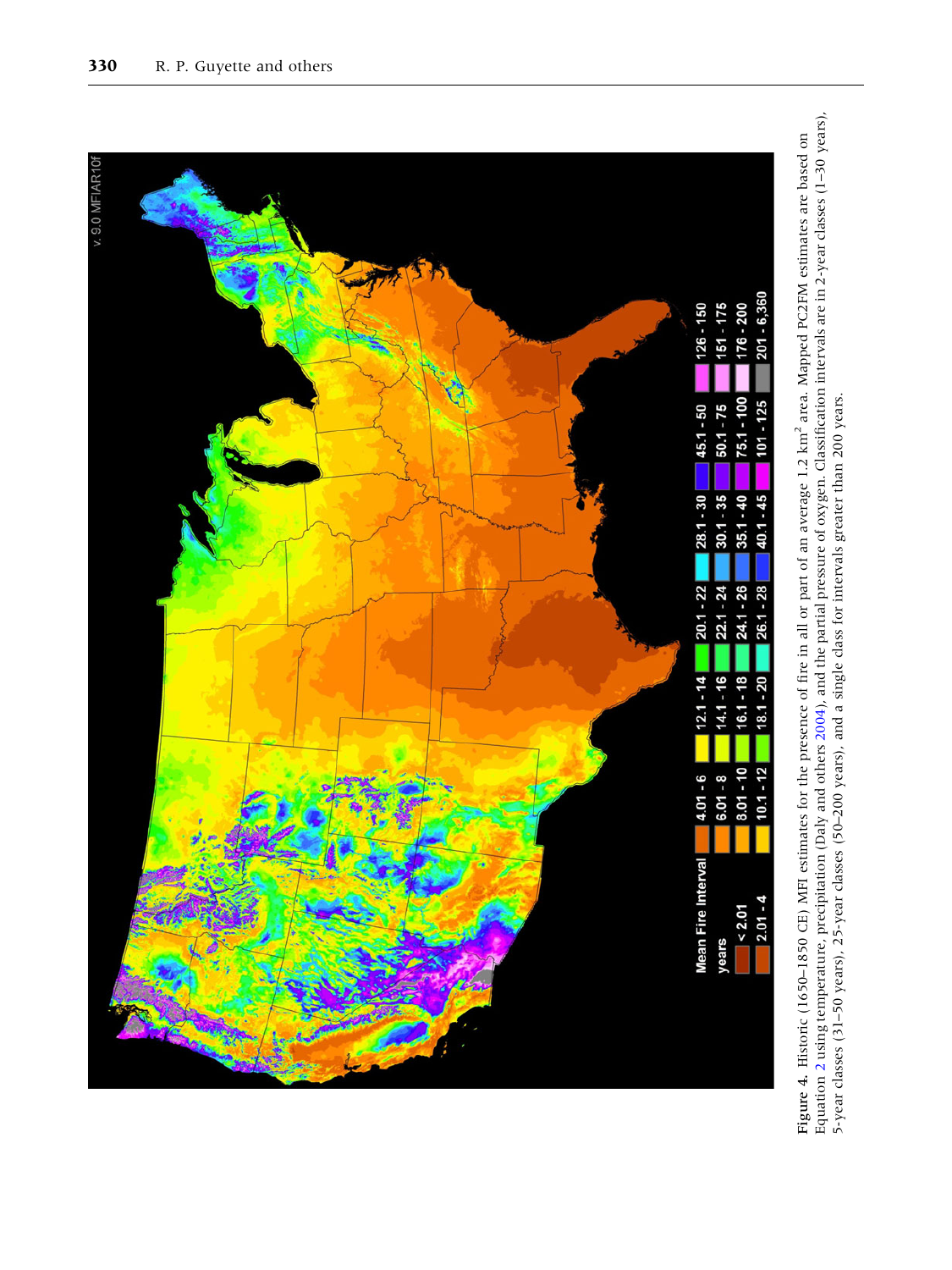**Figure 4.** Historic (1650–1850 CE) MFI estimates for the presence of fire in all or part of an average 1.2 km$^2$ area. Mapped PC2FM estimates are based on Equation 2 using temperature, precipitation (Daly and others 2004), and the partial pressure of oxygen. Classification intervals are in 2-year classes (1–30 years), 5-year classes (31–50 years), 25-year classes (50–200 years), and a single class for intervals greater than 200 years.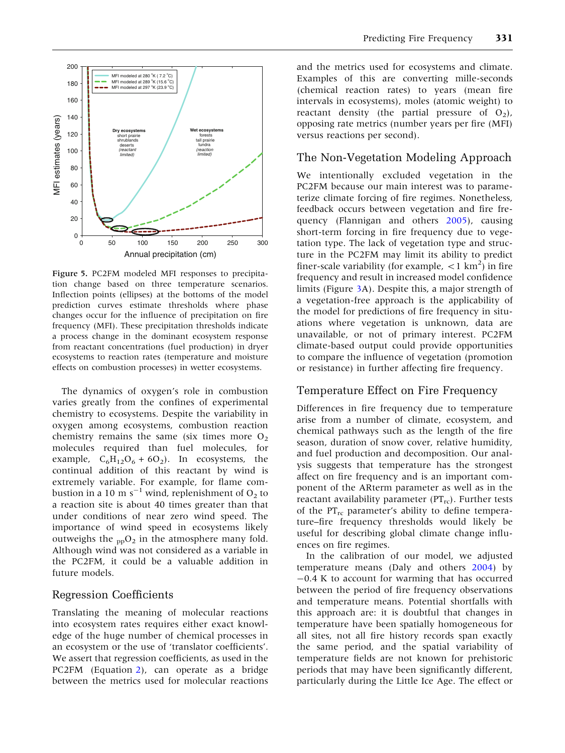Figure 5. PC2FM modeled MFI responses to precipitation change based on three temperature scenarios. Inflection points (ellipses) at the bottoms of the model prediction curves estimate thresholds where phase changes occur for the influence of precipitation on fire frequency (MFI). These precipitation thresholds indicate a process change in the dominant ecosystem response from reactant concentrations (fuel production) in dryer ecosystems to reaction rates (temperature and moisture effects on combustion processes) in wetter ecosystems.

The dynamics of oxygen's role in combustion varies greatly from the confines of experimental chemistry to ecosystems. Despite the variability in oxygen among ecosystems, combustion reaction chemistry remains the same (six times more $O_2$ molecules required than fuel molecules, for example, $C_6H_{12}O_6 + 6O_2$). In ecosystems, the continual addition of this reactant by wind is extremely variable. For example, for flame combustion in a 10 m $s^{-1}$ wind, replenishment of $O_2$ to a reaction site is about 40 times greater than that under conditions of near zero wind speed. The importance of wind speed in ecosystems likely outweighs the $_{pp}O_2$ in the atmosphere many fold. Although wind was not considered as a variable in the PC2FM, it could be a valuable addition in future models.

## Regression Coefficients

Translating the meaning of molecular reactions into ecosystem rates requires either exact knowledge of the huge number of chemical processes in an ecosystem or the use of 'translator coefficients'. We assert that regression coefficients, as used in the PC2FM (Equation 2), can operate as a bridge between the metrics used for molecular reactions and the metrics used for ecosystems and climate. Examples of this are converting mille-seconds (chemical reaction rates) to years (mean fire intervals in ecosystems), moles (atomic weight) to reactant density (the partial pressure of $O_2$), opposing rate metrics (number years per fire (MFI) versus reactions per second).

## The Non-Vegetation Modeling Approach

We intentionally excluded vegetation in the PC2FM because our main interest was to parameterize climate forcing of fire regimes. Nonetheless, feedback occurs between vegetation and fire frequency (Flannigan and others 2005), causing short-term forcing in fire frequency due to vegetation type. The lack of vegetation type and structure in the PC2FM may limit its ability to predict finer-scale variability (for example, $<1$ km$^2$) in fire frequency and result in increased model confidence limits (Figure 3A). Despite this, a major strength of a vegetation-free approach is the applicability of the model for predictions of fire frequency in situations where vegetation is unknown, data are unavailable, or not of primary interest. PC2FM climate-based output could provide opportunities to compare the influence of vegetation (promotion or resistance) in further affecting fire frequency.

## Temperature Effect on Fire Frequency

Differences in fire frequency due to temperature arise from a number of climate, ecosystem, and chemical pathways such as the length of the fire season, duration of snow cover, relative humidity, and fuel production and decomposition. Our analysis suggests that temperature has the strongest affect on fire frequency and is an important component of the ARterm parameter as well as in the reactant availability parameter ($PT_{rc}$). Further tests of the $PT_{rc}$ parameter's ability to define temperature–fire frequency thresholds would likely be useful for describing global climate change influences on fire regimes.

In the calibration of our model, we adjusted temperature means (Daly and others 2004) by $-0.4$ K to account for warming that has occurred between the period of fire frequency observations and temperature means. Potential shortfalls with this approach are: it is doubtful that changes in temperature have been spatially homogeneous for all sites, not all fire history records span exactly the same period, and the spatial variability of temperature fields are not known for prehistoric periods that may have been significantly different, particularly during the Little Ice Age. The effect or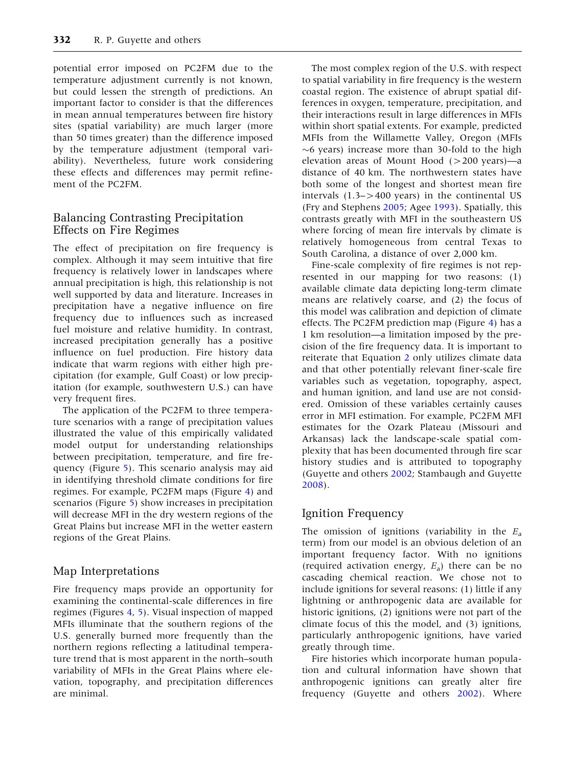potential error imposed on PC2FM due to the temperature adjustment currently is not known, but could lessen the strength of predictions. An important factor to consider is that the differences in mean annual temperatures between fire history sites (spatial variability) are much larger (more than 50 times greater) than the difference imposed by the temperature adjustment (temporal variability). Nevertheless, future work considering these effects and differences may permit refinement of the PC2FM.

## Balancing Contrasting Precipitation Effects on Fire Regimes

The effect of precipitation on fire frequency is complex. Although it may seem intuitive that fire frequency is relatively lower in landscapes where annual precipitation is high, this relationship is not well supported by data and literature. Increases in precipitation have a negative influence on fire frequency due to influences such as increased fuel moisture and relative humidity. In contrast, increased precipitation generally has a positive influence on fuel production. Fire history data indicate that warm regions with either high precipitation (for example, Gulf Coast) or low precipitation (for example, southwestern U.S.) can have very frequent fires.

The application of the PC2FM to three temperature scenarios with a range of precipitation values illustrated the value of this empirically validated model output for understanding relationships between precipitation, temperature, and fire frequency (Figure 5). This scenario analysis may aid in identifying threshold climate conditions for fire regimes. For example, PC2FM maps (Figure 4) and scenarios (Figure 5) show increases in precipitation will decrease MFI in the dry western regions of the Great Plains but increase MFI in the wetter eastern regions of the Great Plains.

## Map Interpretations

Fire frequency maps provide an opportunity for examining the continental-scale differences in fire regimes (Figures 4, 5). Visual inspection of mapped MFIs illuminate that the southern regions of the U.S. generally burned more frequently than the northern regions reflecting a latitudinal temperature trend that is most apparent in the north–south variability of MFIs in the Great Plains where elevation, topography, and precipitation differences are minimal.

The most complex region of the U.S. with respect to spatial variability in fire frequency is the western coastal region. The existence of abrupt spatial differences in oxygen, temperature, precipitation, and their interactions result in large differences in MFIs within short spatial extents. For example, predicted MFIs from the Willamette Valley, Oregon (MFIs ~6 years) increase more than 30-fold to the high elevation areas of Mount Hood (>200 years)—a distance of 40 km. The northwestern states have both some of the longest and shortest mean fire intervals (1.3–>400 years) in the continental US (Fry and Stephens 2005; Agee 1993). Spatially, this contrasts greatly with MFI in the southeastern US where forcing of mean fire intervals by climate is relatively homogeneous from central Texas to South Carolina, a distance of over 2,000 km.

Fine-scale complexity of fire regimes is not represented in our mapping for two reasons: (1) available climate data depicting long-term climate means are relatively coarse, and (2) the focus of this model was calibration and depiction of climate effects. The PC2FM prediction map (Figure 4) has a 1 km resolution—a limitation imposed by the precision of the fire frequency data. It is important to reiterate that Equation 2 only utilizes climate data and that other potentially relevant finer-scale fire variables such as vegetation, topography, aspect, and human ignition, and land use are not considered. Omission of these variables certainly causes error in MFI estimation. For example, PC2FM MFI estimates for the Ozark Plateau (Missouri and Arkansas) lack the landscape-scale spatial complexity that has been documented through fire scar history studies and is attributed to topography (Guyette and others 2002; Stambaugh and Guyette 2008).

## Ignition Frequency

The omission of ignitions (variability in the $E_a$ term) from our model is an obvious deletion of an important frequency factor. With no ignitions (required activation energy, $E_a$) there can be no cascading chemical reaction. We chose not to include ignitions for several reasons: (1) little if any lightning or anthropogenic data are available for historic ignitions, (2) ignitions were not part of the climate focus of this the model, and (3) ignitions, particularly anthropogenic ignitions, have varied greatly through time.

Fire histories which incorporate human population and cultural information have shown that anthropogenic ignitions can greatly alter fire frequency (Guyette and others 2002). Where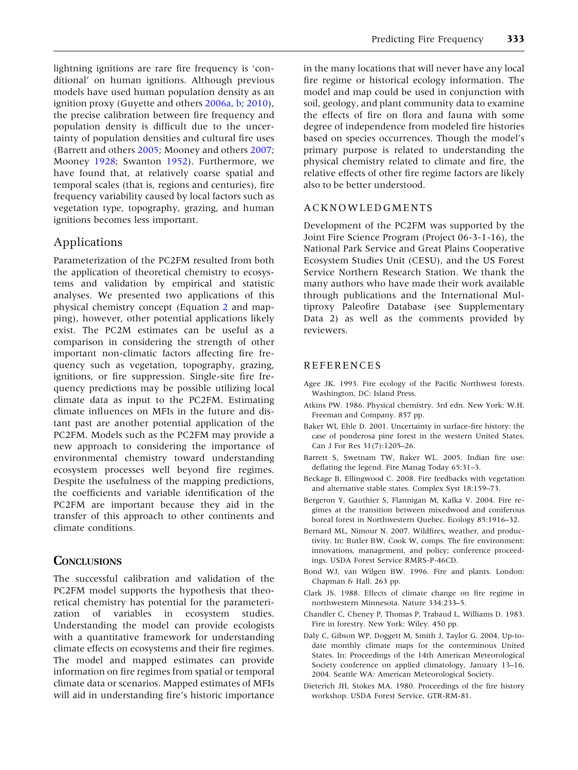lightning ignitions are rare fire frequency is 'conditional' on human ignitions. Although previous models have used human population density as an ignition proxy (Guyette and others 2006a, b; 2010), the precise calibration between fire frequency and population density is difficult due to the uncertainty of population densities and cultural fire uses (Barrett and others 2005; Mooney and others 2007; Mooney 1928; Swanton 1952). Furthermore, we have found that, at relatively coarse spatial and temporal scales (that is, regions and centuries), fire frequency variability caused by local factors such as vegetation type, topography, grazing, and human ignitions becomes less important.

## Applications

Parameterization of the PC2FM resulted from both the application of theoretical chemistry to ecosystems and validation by empirical and statistic analyses. We presented two applications of this physical chemistry concept (Equation 2 and mapping), however, other potential applications likely exist. The PC2M estimates can be useful as a comparison in considering the strength of other important non-climatic factors affecting fire frequency such as vegetation, topography, grazing, ignitions, or fire suppression. Single-site fire frequency predictions may be possible utilizing local climate data as input to the PC2FM. Estimating climate influences on MFIs in the future and distant past are another potential application of the PC2FM. Models such as the PC2FM may provide a new approach to considering the importance of environmental chemistry toward understanding ecosystem processes well beyond fire regimes. Despite the usefulness of the mapping predictions, the coefficients and variable identification of the PC2FM are important because they aid in the transfer of this approach to other continents and climate conditions.

## Conclusions

The successful calibration and validation of the PC2FM model supports the hypothesis that theoretical chemistry has potential for the parameterization of variables in ecosystem studies. Understanding the model can provide ecologists with a quantitative framework for understanding climate effects on ecosystems and their fire regimes. The model and mapped estimates can provide information on fire regimes from spatial or temporal climate data or scenarios. Mapped estimates of MFIs will aid in understanding fire's historic importance in the many locations that will never have any local fire regime or historical ecology information. The model and map could be used in conjunction with soil, geology, and plant community data to examine the effects of fire on flora and fauna with some degree of independence from modeled fire histories based on species occurrences. Though the model's primary purpose is related to understanding the physical chemistry related to climate and fire, the relative effects of other fire regime factors are likely also to be better understood.

## ACKNOWLEDGMENTS

Development of the PC2FM was supported by the Joint Fire Science Program (Project 06-3-1-16), the National Park Service and Great Plains Cooperative Ecosystem Studies Unit (CESU), and the US Forest Service Northern Research Station. We thank the many authors who have made their work available through publications and the International Multiproxy Paleofire Database (see Supplementary Data 2) as well as the comments provided by reviewers.

## REFERENCES

Agee JK. 1993. Fire ecology of the Pacific Northwest forests. Washington, DC: Island Press.

Atkins PW. 1986. Physical chemistry. 3rd edn. New York: W.H. Freeman and Company. 857 pp.

Baker WI, Ehle D. 2001. Uncertainty in surface-fire history: the case of ponderosa pine forest in the western United States. Can J For Res 31(7):1205–26.

Barrett S, Swetnam TW, Baker WL. 2005. Indian fire use: deflating the legend. Fire Manag Today 65:31–3.

Beckage B, Ellingwood C. 2008. Fire feedbacks with vegetation and alternative stable states. Complex Syst 18:159–73.

Bergeron Y, Gauthier S, Flannigan M, Kafka V. 2004. Fire regimes at the transition between mixedwood and coniferous boreal forest in Northwestern Quebec. Ecology 85:1916–32.

Bernard ML, Nimour N. 2007. Wildfires, weather, and productivity. In: Butler BW, Cook W, comps. The fire environment: innovations, management, and policy; conference proceedings. USDA Forest Service RMRS-P-46CD.

Bond WJ, van Wilgen BW. 1996. Fire and plants. London: Chapman & Hall. 263 pp.

Clark JS. 1988. Effects of climate change on fire regime in northwestern Minnesota. Nature 334:233–5.

Chandler C, Cheney P, Thomas P, Trabaud L, Williams D. 1983. Fire in forestry. New York: Wiley. 450 pp.

Daly C, Gibson WP, Doggett M, Smith J, Taylor G. 2004. Up-to-date monthly climate maps for the conterminous United States. In: Proceedings of the 14th American Meteorological Society conference on applied climatology, January 13–16, 2004. Seattle WA: American Meteorological Society.

Dieterich JH, Stokes MA. 1980. Proceedings of the fire history workshop. USDA Forest Service, GTR-RM-81.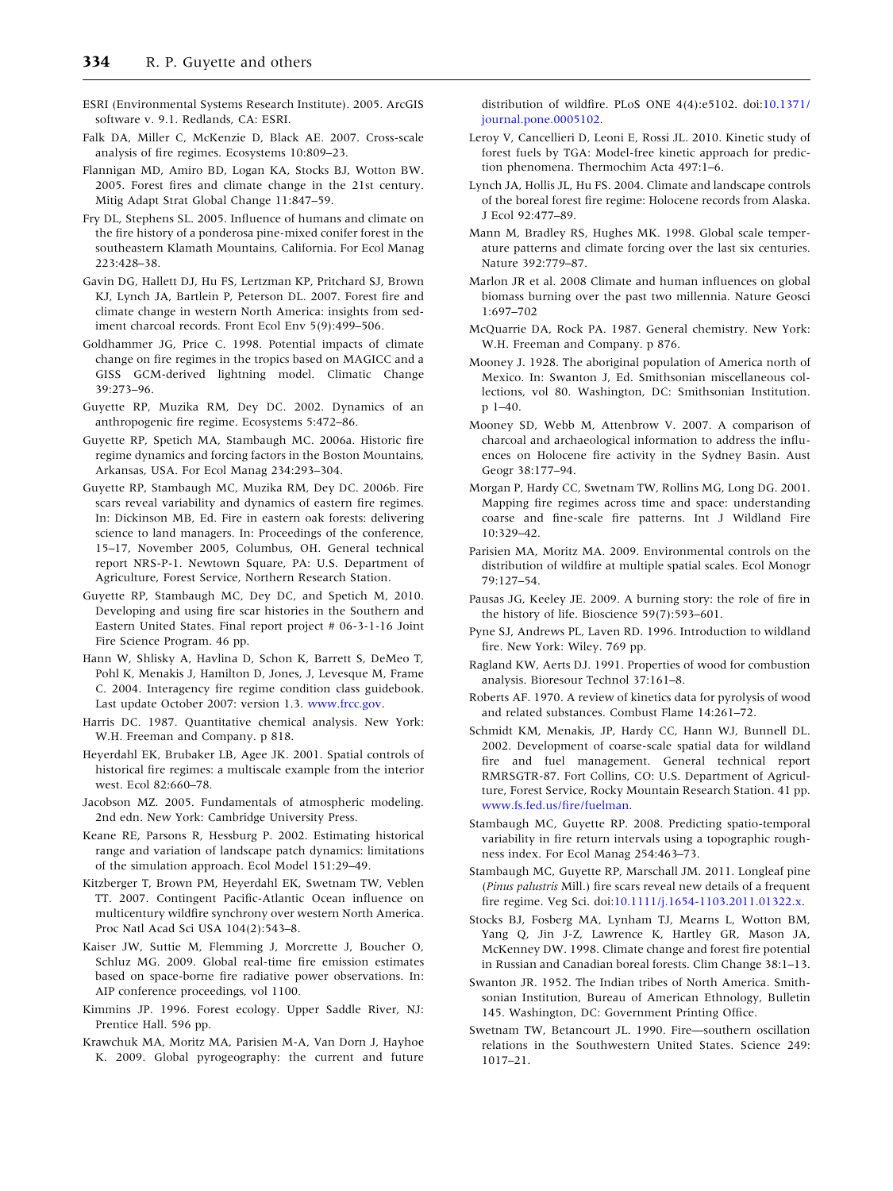ESRI (Environmental Systems Research Institute). 2005. ArcGIS software v. 9.1. Redlands, CA: ESRI.

Falk DA, Miller C, McKenzie D, Black AE. 2007. Cross-scale analysis of fire regimes. Ecosystems 10:809–23.

Flannigan MD, Amiro BD, Logan KA, Stocks BJ, Wotton BW. 2005. Forest fires and climate change in the 21st century. Mitig Adapt Strat Global Change 11:847–59.

Fry DL, Stephens SL. 2005. Influence of humans and climate on the fire history of a ponderosa pine-mixed conifer forest in the southeastern Klamath Mountains, California. For Ecol Manag 223:428–38.

Gavin DG, Hallett DJ, Hu FS, Lertzman KP, Pritchard SJ, Brown KJ, Lynch JA, Bartlein P, Peterson DL. 2007. Forest fire and climate change in western North America: insights from sediment charcoal records. Front Ecol Env 5(9):499–506.

Goldhammer JG, Price C. 1998. Potential impacts of climate change on fire regimes in the tropics based on MAGICC and a GISS GCM-derived lightning model. Climatic Change 39:273–96.

Guyette RP, Muzika RM, Dey DC. 2002. Dynamics of an anthropogenic fire regime. Ecosystems 5:472–86.

Guyette RP, Spetich MA, Stambaugh MC. 2006a. Historic fire regime dynamics and forcing factors in the Boston Mountains, Arkansas, USA. For Ecol Manag 234:293–304.

Guyette RP, Stambaugh MC, Muzika RM, Dey DC. 2006b. Fire scars reveal variability and dynamics of eastern fire regimes. In: Dickinson MB, Ed. Fire in eastern oak forests: delivering science to land managers. In: Proceedings of the conference, 15–17, November 2005, Columbus, OH. General technical report NRS-P-1. Newtown Square, PA: U.S. Department of Agriculture, Forest Service, Northern Research Station.

Guyette RP, Stambaugh MC, Dey DC, and Spetich M, 2010. Developing and using fire scar histories in the Southern and Eastern United States. Final report project # 06-3-1-16 Joint Fire Science Program. 46 pp.

Hann W, Shlisky A, Havlina D, Schon K, Barrett S, DeMeo T, Pohl K, Menakis J, Hamilton D, Jones, J, Levesque M, Frame C. 2004. Interagency fire regime condition class guidebook. Last update October 2007: version 1.3. www.frcc.gov.

Harris DC. 1987. Quantitative chemical analysis. New York: W.H. Freeman and Company. p 818.

Heyerdahl EK, Brubaker LB, Agee JK. 2001. Spatial controls of historical fire regimes: a multiscale example from the interior west. Ecol 82:660–78.

Jacobson MZ. 2005. Fundamentals of atmospheric modeling. 2nd edn. New York: Cambridge University Press.

Keane RE, Parsons R, Hessburg P. 2002. Estimating historical range and variation of landscape patch dynamics: limitations of the simulation approach. Ecol Model 151:29–49.

Kitzberger T, Brown PM, Heyerdahl EK, Swetnam TW, Veblen TT. 2007. Contingent Pacific-Atlantic Ocean influence on multicentury wildfire synchrony over western North America. Proc Natl Acad Sci USA 104(2):543–8.

Kaiser JW, Suttie M, Flemming J, Morcrette J, Boucher O, Schluz MG. 2009. Global real-time fire emission estimates based on space-borne fire radiative power observations. In: AIP conference proceedings, vol 1100.

Kimmins JP. 1996. Forest ecology. Upper Saddle River, NJ: Prentice Hall. 596 pp.

Krawchuk MA, Moritz MA, Parisien M-A, Van Dorn J, Hayhoe K. 2009. Global pyrogeography: the current and future distribution of wildfire. PLoS ONE 4(4):e5102. doi:10.1371/journal.pone.0005102.

Leroy V, Cancellieri D, Leoni E, Rossi JL. 2010. Kinetic study of forest fuels by TGA: Model-free kinetic approach for prediction phenomena. Thermochim Acta 497:1–6.

Lynch JA, Hollis JL, Hu FS. 2004. Climate and landscape controls of the boreal forest fire regime: Holocene records from Alaska. J Ecol 92:477–89.

Mann M, Bradley RS, Hughes MK. 1998. Global scale temperature patterns and climate forcing over the last six centuries. Nature 392:779–87.

Marlon JR et al. 2008 Climate and human influences on global biomass burning over the past two millennia. Nature Geosci 1:697–702

McQuarrie DA, Rock PA. 1987. General chemistry. New York: W.H. Freeman and Company. p 876.

Mooney J. 1928. The aboriginal population of America north of Mexico. In: Swanton J, Ed. Smithsonian miscellaneous collections, vol 80. Washington, DC: Smithsonian Institution. p 1–40.

Mooney SD, Webb M, Attenbrow V. 2007. A comparison of charcoal and archaeological information to address the influences on Holocene fire activity in the Sydney Basin. Aust Geogr 38:177–94.

Morgan P, Hardy CC, Swetnam TW, Rollins MG, Long DG. 2001. Mapping fire regimes across time and space: understanding coarse and fine-scale fire patterns. Int J Wildland Fire 10:329–42.

Parisien MA, Moritz MA. 2009. Environmental controls on the distribution of wildfire at multiple spatial scales. Ecol Monogr 79:127–54.

Pausas JG, Keeley JE. 2009. A burning story: the role of fire in the history of life. Bioscience 59(7):593–601.

Pyne SJ, Andrews PL, Laven RD. 1996. Introduction to wildland fire. New York: Wiley. 769 pp.

Ragland KW, Aerts DJ. 1991. Properties of wood for combustion analysis. Bioresour Technol 37:161–8.

Roberts AF. 1970. A review of kinetics data for pyrolysis of wood and related substances. Combust Flame 14:261–72.

Schmidt KM, Menakis, JP, Hardy CC, Hann WJ, Bunnell DL. 2002. Development of coarse-scale spatial data for wildland fire and fuel management. General technical report RMRSGTR-87. Fort Collins, CO: U.S. Department of Agriculture, Forest Service, Rocky Mountain Research Station. 41 pp. www.fs.fed.us/fire/fuelman.

Stambaugh MC, Guyette RP. 2008. Predicting spatio-temporal variability in fire return intervals using a topographic roughness index. For Ecol Manag 254:463–73.

Stambaugh MC, Guyette RP, Marschall JM. 2011. Longleaf pine (*Pinus palustris* Mill.) fire scars reveal new details of a frequent fire regime. Veg Sci. doi:10.1111/j.1654-1103.2011.01322.x.

Stocks BJ, Fosberg MA, Lynham TJ, Mearns L, Wotton BM, Yang Q, Jin J-Z, Lawrence K, Hartley GR, Mason JA, McKenney DW. 1998. Climate change and forest fire potential in Russian and Canadian boreal forests. Clim Change 38:1–13.

Swanton JR. 1952. The Indian tribes of North America. Smithsonian Institution, Bureau of American Ethnology, Bulletin 145. Washington, DC: Government Printing Office.

Swetnam TW, Betancourt JL. 1990. Fire—southern oscillation relations in the Southwestern United States. Science 249: 1017–21.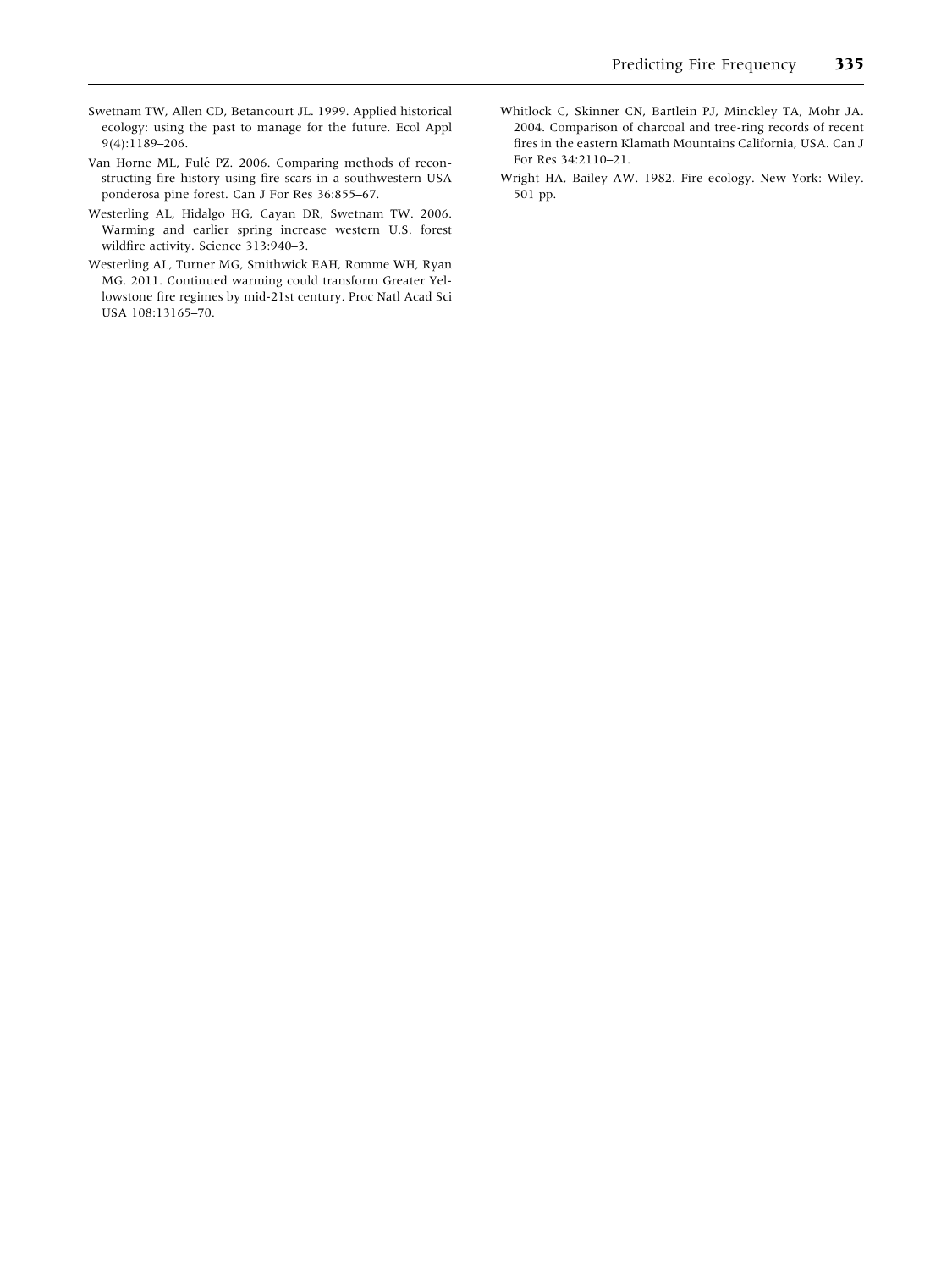Swetnam TW, Allen CD, Betancourt JL. 1999. Applied historical ecology: using the past to manage for the future. Ecol Appl 9(4):1189–206.

Van Horne ML, Fulé PZ. 2006. Comparing methods of reconstructing fire history using fire scars in a southwestern USA ponderosa pine forest. Can J For Res 36:855–67.

Westerling AL, Hidalgo HG, Cayan DR, Swetnam TW. 2006. Warming and earlier spring increase western U.S. forest wildfire activity. Science 313:940–3.

Westerling AL, Turner MG, Smithwick EAH, Romme WH, Ryan MG. 2011. Continued warming could transform Greater Yellowstone fire regimes by mid-21st century. Proc Natl Acad Sci USA 108:13165–70.

Whitlock C, Skinner CN, Bartlein PJ, Minckley TA, Mohr JA. 2004. Comparison of charcoal and tree-ring records of recent fires in the eastern Klamath Mountains California, USA. Can J For Res 34:2110–21.

Wright HA, Bailey AW. 1982. Fire ecology. New York: Wiley. 501 pp.